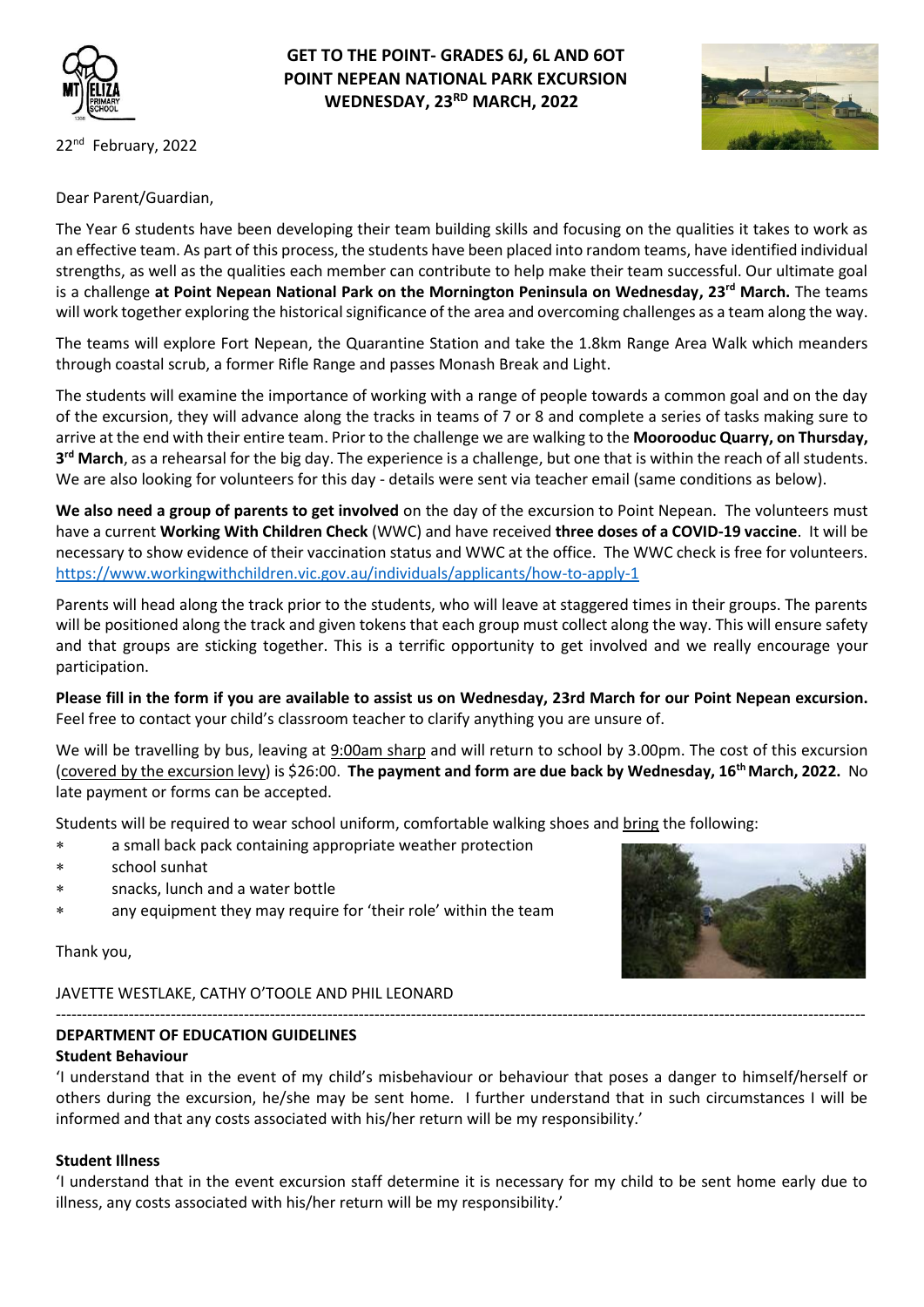# GET TO THE POINT- GRADES 6J, 6L AND 6OT POINT NEPEAN NATIONAL PARK EXCURSION WEDNESDAY, 23RD MARCH, 2022

22nd February, 2022

Dear Parent/Guardian,

The Year 6 students have been developing their team building skills and focusing on the qualities it takes to work as an effective team. As part of this process, the students have been placed into random teams, have identified individual strengths, as well as the qualities each member can contribute to help make their team successful. Our ultimate goal is a challenge **at Point Nepean National Park on the Mornington Peninsula on Wednesday, 23rd March.** The teams will work together exploring the historical significance of the area and overcoming challenges as a team along the way.

The teams will explore Fort Nepean, the Quarantine Station and take the 1.8km Range Area Walk which meanders through coastal scrub, a former Rifle Range and passes Monash Break and Light.

The students will examine the importance of working with a range of people towards a common goal and on the day of the excursion, they will advance along the tracks in teams of 7 or 8 and complete a series of tasks making sure to arrive at the end with their entire team. Prior to the challenge we are walking to the **Moorooduc Quarry, on Thursday, 3rd March**, as a rehearsal for the big day. The experience is a challenge, but one that is within the reach of all students. We are also looking for volunteers for this day - details were sent via teacher email (same conditions as below).

**We also need a group of parents to get involved** on the day of the excursion to Point Nepean. The volunteers must have a current **Working With Children Check** (WWC) and have received **three doses of a COVID-19 vaccine**. It will be necessary to show evidence of their vaccination status and WWC at the office. The WWC check is free for volunteers. https://www.workingwithchildren.vic.gov.au/individuals/applicants/how-to-apply-1

Parents will head along the track prior to the students, who will leave at staggered times in their groups. The parents will be positioned along the track and given tokens that each group must collect along the way. This will ensure safety and that groups are sticking together. This is a terrific opportunity to get involved and we really encourage your participation.

**Please fill in the form if you are available to assist us on Wednesday, 23rd March for our Point Nepean excursion.** Feel free to contact your child's classroom teacher to clarify anything you are unsure of.

We will be travelling by bus, leaving at 9:00am sharp and will return to school by 3.00pm. The cost of this excursion (covered by the excursion levy) is $26:00. **The payment and form are due back by Wednesday, 16th March, 2022.** No late payment or forms can be accepted.

Students will be required to wear school uniform, comfortable walking shoes and bring the following:

- a small back pack containing appropriate weather protection
- school sunhat
- snacks, lunch and a water bottle
- any equipment they may require for 'their role' within the team

Thank you,

JAVETTE WESTLAKE, CATHY O'TOOLE AND PHIL LEONARD

---

## DEPARTMENT OF EDUCATION GUIDELINES

### Student Behaviour

'I understand that in the event of my child's misbehaviour or behaviour that poses a danger to himself/herself or others during the excursion, he/she may be sent home. I further understand that in such circumstances I will be informed and that any costs associated with his/her return will be my responsibility.'

### Student Illness

'I understand that in the event excursion staff determine it is necessary for my child to be sent home early due to illness, any costs associated with his/her return will be my responsibility.'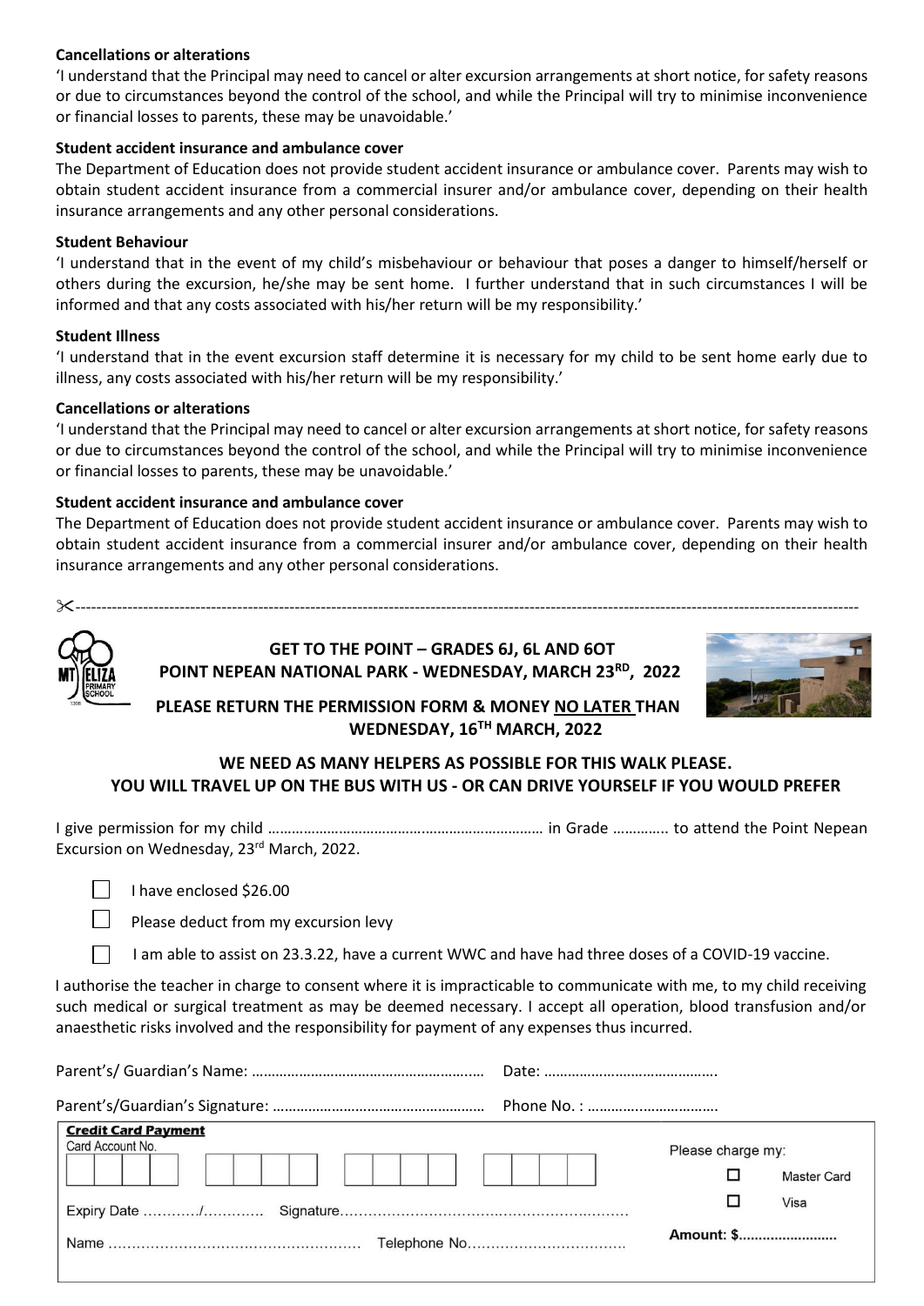**Cancellations or alterations**

'I understand that the Principal may need to cancel or alter excursion arrangements at short notice, for safety reasons or due to circumstances beyond the control of the school, and while the Principal will try to minimise inconvenience or financial losses to parents, these may be unavoidable.'

**Student accident insurance and ambulance cover**

The Department of Education does not provide student accident insurance or ambulance cover. Parents may wish to obtain student accident insurance from a commercial insurer and/or ambulance cover, depending on their health insurance arrangements and any other personal considerations.

**Student Behaviour**

'I understand that in the event of my child's misbehaviour or behaviour that poses a danger to himself/herself or others during the excursion, he/she may be sent home. I further understand that in such circumstances I will be informed and that any costs associated with his/her return will be my responsibility.'

**Student Illness**

'I understand that in the event excursion staff determine it is necessary for my child to be sent home early due to illness, any costs associated with his/her return will be my responsibility.'

**Cancellations or alterations**

'I understand that the Principal may need to cancel or alter excursion arrangements at short notice, for safety reasons or due to circumstances beyond the control of the school, and while the Principal will try to minimise inconvenience or financial losses to parents, these may be unavoidable.'

**Student accident insurance and ambulance cover**

The Department of Education does not provide student accident insurance or ambulance cover. Parents may wish to obtain student accident insurance from a commercial insurer and/or ambulance cover, depending on their health insurance arrangements and any other personal considerations.

✂------------------------------------------------------------------------------------------------------------------------------------------------

MT ELIZA PRIMARY SCHOOL

**GET TO THE POINT – GRADES 6J, 6L AND 6OT**
**POINT NEPEAN NATIONAL PARK - WEDNESDAY, MARCH 23RD, 2022**

**PLEASE RETURN THE PERMISSION FORM & MONEY NO LATER THAN WEDNESDAY, 16TH MARCH, 2022**

**WE NEED AS MANY HELPERS AS POSSIBLE FOR THIS WALK PLEASE.**
**YOU WILL TRAVEL UP ON THE BUS WITH US - OR CAN DRIVE YOURSELF IF YOU WOULD PREFER**

I give permission for my child ………………………………………………………… in Grade ………….. to attend the Point Nepean Excursion on Wednesday, 23rd March, 2022.

- ☐ I have enclosed $26.00
- ☐ Please deduct from my excursion levy
- ☐ I am able to assist on 23.3.22, have a current WWC and have had three doses of a COVID-19 vaccine.

I authorise the teacher in charge to consent where it is impracticable to communicate with me, to my child receiving such medical or surgical treatment as may be deemed necessary. I accept all operation, blood transfusion and/or anaesthetic risks involved and the responsibility for payment of any expenses thus incurred.

Parent's/ Guardian's Name: …………………………………………………… Date: …………………………………….

Parent's/Guardian's Signature: ……………………………………………… Phone No. : …………..………………

**Credit Card Payment**

Card Account No. [ ][ ][ ][ ] [ ][ ][ ][ ] [ ][ ][ ][ ] [ ][ ][ ][ ]

Please charge my:
- ☐ Master Card
- ☐ Visa

Expiry Date …………/…………. Signature…………………………………………………………

Name ……………………………………………… Telephone No……………………………

**Amount: $……………………**